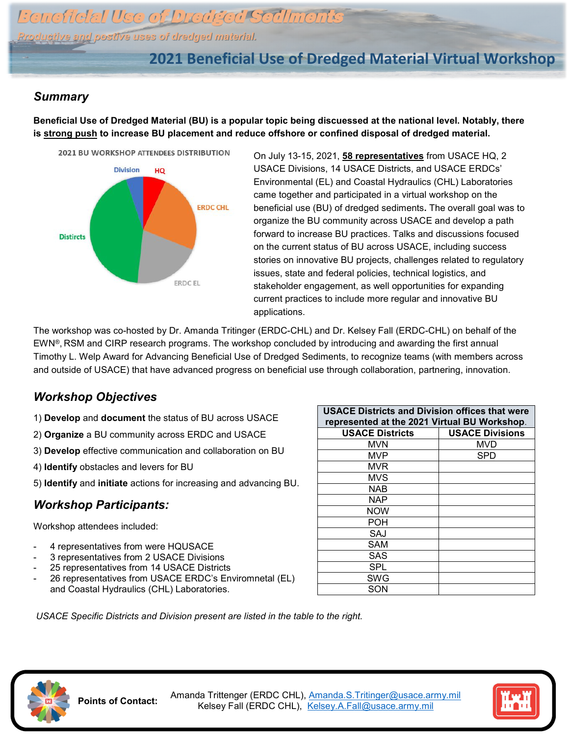# Beneficial Use of Dredged Sediments

*Productive and postive uses of dredged material.*

## 2021 Beneficial Use of Dredged Material Virtual Workshop

### *Summary*

**Beneficial Use of Dredged Material (BU) is a popular topic being discussed at the national level. Notably, there is strong push to increase BU placement and reduce offshore or confined disposal of dredged material.**

2021 BU WORKSHOP ATTENDEES DISTRIBUTION

Division, HQ, ERDC CHL, Distircts, ERDC EL

On July 13-15, 2021, **58 representatives** from USACE HQ, 2 USACE Divisions, 14 USACE Districts, and USACE ERDCs' Environmental (EL) and Coastal Hydraulics (CHL) Laboratories came together and participated in a virtual workshop on the beneficial use (BU) of dredged sediments**.** The overall goal was to organize the BU community across USACE and develop a path forward to increase BU practices. Talks and discussions focused on the current status of BU across USACE, including success stories on innovative BU projects, challenges related to regulatory issues, state and federal policies, technical logistics, and stakeholder engagement, as well opportunities for expanding current practices to include more regular and innovative BU applications.

The workshop was co-hosted by Dr. Amanda Tritinger (ERDC-CHL) and Dr. Kelsey Fall (ERDC-CHL) on behalf of the EWN®, RSM and CIRP research programs. The workshop concluded by introducing and awarding the first annual Timothy L. Welp Award for Advancing Beneficial Use of Dredged Sediments, to recognize teams (with members across and outside of USACE) that have advanced progress on beneficial use through collaboration, partnering, innovation.

### *Workshop Objectives*

1) **Develop** and **document** the status of BU across USACE
2) **Organize** a BU community across ERDC and USACE
3) **Develop** effective communication and collaboration on BU
4) **Identify** obstacles and levers for BU
5) **Identify** and **initiate** actions for increasing and advancing BU.

### *Workshop Participants:*

Workshop attendees included:

- 4 representatives from were HQUSACE
- 3 representatives from 2 USACE Divisions
- 25 representatives from 14 USACE Districts
- 26 representatives from USACE ERDC's Enviromnetal (EL) and Coastal Hydraulics (CHL) Laboratories.

*USACE Specific Districts and Division present are listed in the table to the right.*

| USACE Districts and Division offices that were represented at the 2021 Virtual BU Workshop. | |
|---|---|
| **USACE Districts** | **USACE Divisions** |
| MVN | MVD |
| MVP | SPD |
| MVR | |
| MVS | |
| NAB | |
| NAP | |
| NOW | |
| POH | |
| SAJ | |
| SAM | |
| SAS | |
| SPL | |
| SWG | |
| SON | |

**Points of Contact:** Amanda Trittenger (ERDC CHL), Amanda.S.Tritinger@usace.army.mil
Kelsey Fall (ERDC CHL), Kelsey.A.Fall@usace.army.mil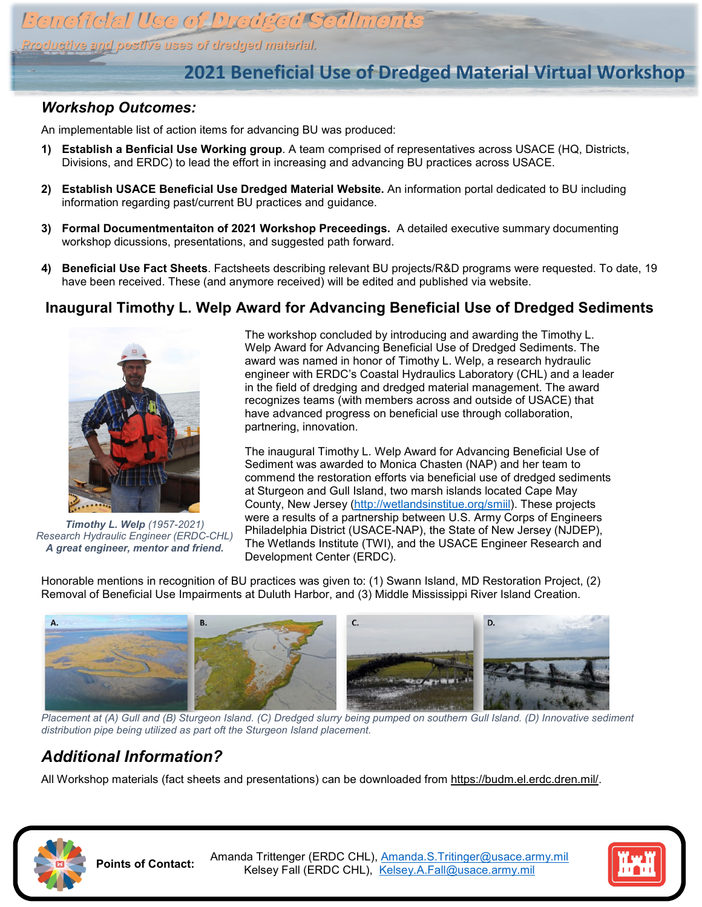# Beneficial Use of Dredged Sediments

*Productive and postive uses of dredged material.*

## 2021 Beneficial Use of Dredged Material Virtual Workshop

### *Workshop Outcomes:*

An implementable list of action items for advancing BU was produced:

1) **Establish a Benficial Use Working group**. A team comprised of representatives across USACE (HQ, Districts, Divisions, and ERDC) to lead the effort in increasing and advancing BU practices across USACE.

2) **Establish USACE Beneficial Use Dredged Material Website.** An information portal dedicated to BU including information regarding past/current BU practices and guidance.

3) **Formal Documentmentaiton of 2021 Workshop Preceedings.** A detailed executive summary documenting workshop dicussions, presentations, and suggested path forward.

4) **Beneficial Use Fact Sheets**. Factsheets describing relevant BU projects/R&D programs were requested. To date, 19 have been received. These (and anymore received) will be edited and published via website.

### Inaugural Timothy L. Welp Award for Advancing Beneficial Use of Dredged Sediments

***Timothy L. Welp** (1957-2021)*
*Research Hydraulic Engineer (ERDC-CHL)*
***A great engineer, mentor and friend.***

The workshop concluded by introducing and awarding the Timothy L. Welp Award for Advancing Beneficial Use of Dredged Sediments. The award was named in honor of Timothy L. Welp, a research hydraulic engineer with ERDC's Coastal Hydraulics Laboratory (CHL) and a leader in the field of dredging and dredged material management. The award recognizes teams (with members across and outside of USACE) that have advanced progress on beneficial use through collaboration, partnering, innovation.

The inaugural Timothy L. Welp Award for Advancing Beneficial Use of Sediment was awarded to Monica Chasten (NAP) and her team to commend the restoration efforts via beneficial use of dredged sediments at Sturgeon and Gull Island, two marsh islands located Cape May County, New Jersey (http://wetlandsinstiue.org/smiil). These projects were a results of a partnership between U.S. Army Corps of Engineers Philadelphia District (USACE-NAP), the State of New Jersey (NJDEP), The Wetlands Institute (TWI), and the USACE Engineer Research and Development Center (ERDC).

Honorable mentions in recognition of BU practices was given to: (1) Swann Island, MD Restoration Project, (2) Removal of Beneficial Use Impairments at Duluth Harbor, and (3) Middle Mississippi River Island Creation.

A. B. C. D.

*Placement at (A) Gull and (B) Sturgeon Island. (C) Dredged slurry being pumped on southern Gull Island. (D) Innovative sediment distribution pipe being utilized as part oft the Sturgeon Island placement.*

### *Additional Information?*

All Workshop materials (fact sheets and presentations) can be downloaded from https://budm.el.erdc.dren.mil/.

**Points of Contact:**

Amanda Trittenger (ERDC CHL), Amanda.S.Tritinger@usace.army.mil
Kelsey Fall (ERDC CHL), Kelsey.A.Fall@usace.army.mil